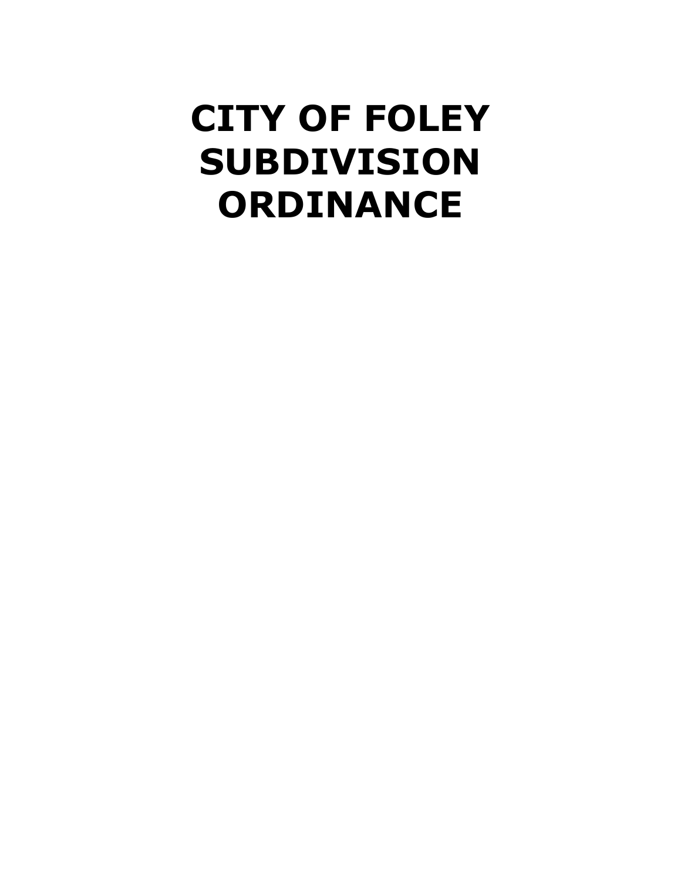# CITY OF FOLEY SUBDIVISION ORDINANCE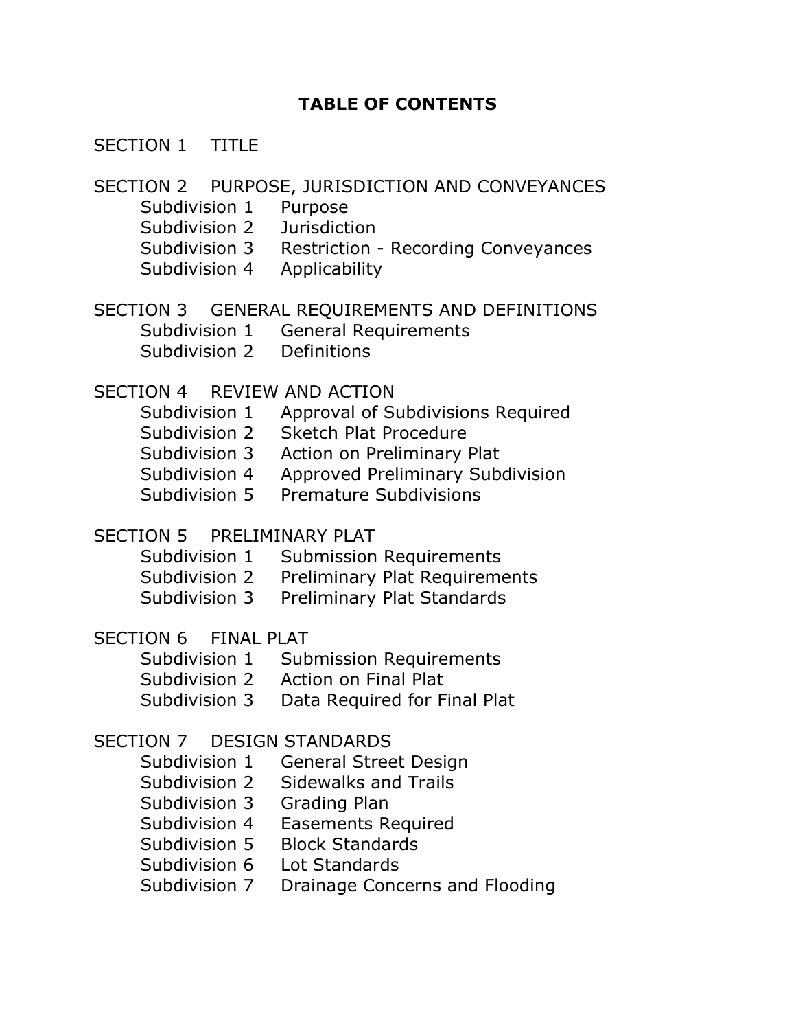# TABLE OF CONTENTS

SECTION 1 TITLE

SECTION 2 PURPOSE, JURISDICTION AND CONVEYANCES

- Subdivision 1 Purpose
- Subdivision 2 Jurisdiction
- Subdivision 3 Restriction - Recording Conveyances
- Subdivision 4 Applicability

SECTION 3 GENERAL REQUIREMENTS AND DEFINITIONS

- Subdivision 1 General Requirements
- Subdivision 2 Definitions

SECTION 4 REVIEW AND ACTION

- Subdivision 1 Approval of Subdivisions Required
- Subdivision 2 Sketch Plat Procedure
- Subdivision 3 Action on Preliminary Plat
- Subdivision 4 Approved Preliminary Subdivision
- Subdivision 5 Premature Subdivisions

SECTION 5 PRELIMINARY PLAT

- Subdivision 1 Submission Requirements
- Subdivision 2 Preliminary Plat Requirements
- Subdivision 3 Preliminary Plat Standards

SECTION 6 FINAL PLAT

- Subdivision 1 Submission Requirements
- Subdivision 2 Action on Final Plat
- Subdivision 3 Data Required for Final Plat

SECTION 7 DESIGN STANDARDS

- Subdivision 1 General Street Design
- Subdivision 2 Sidewalks and Trails
- Subdivision 3 Grading Plan
- Subdivision 4 Easements Required
- Subdivision 5 Block Standards
- Subdivision 6 Lot Standards
- Subdivision 7 Drainage Concerns and Flooding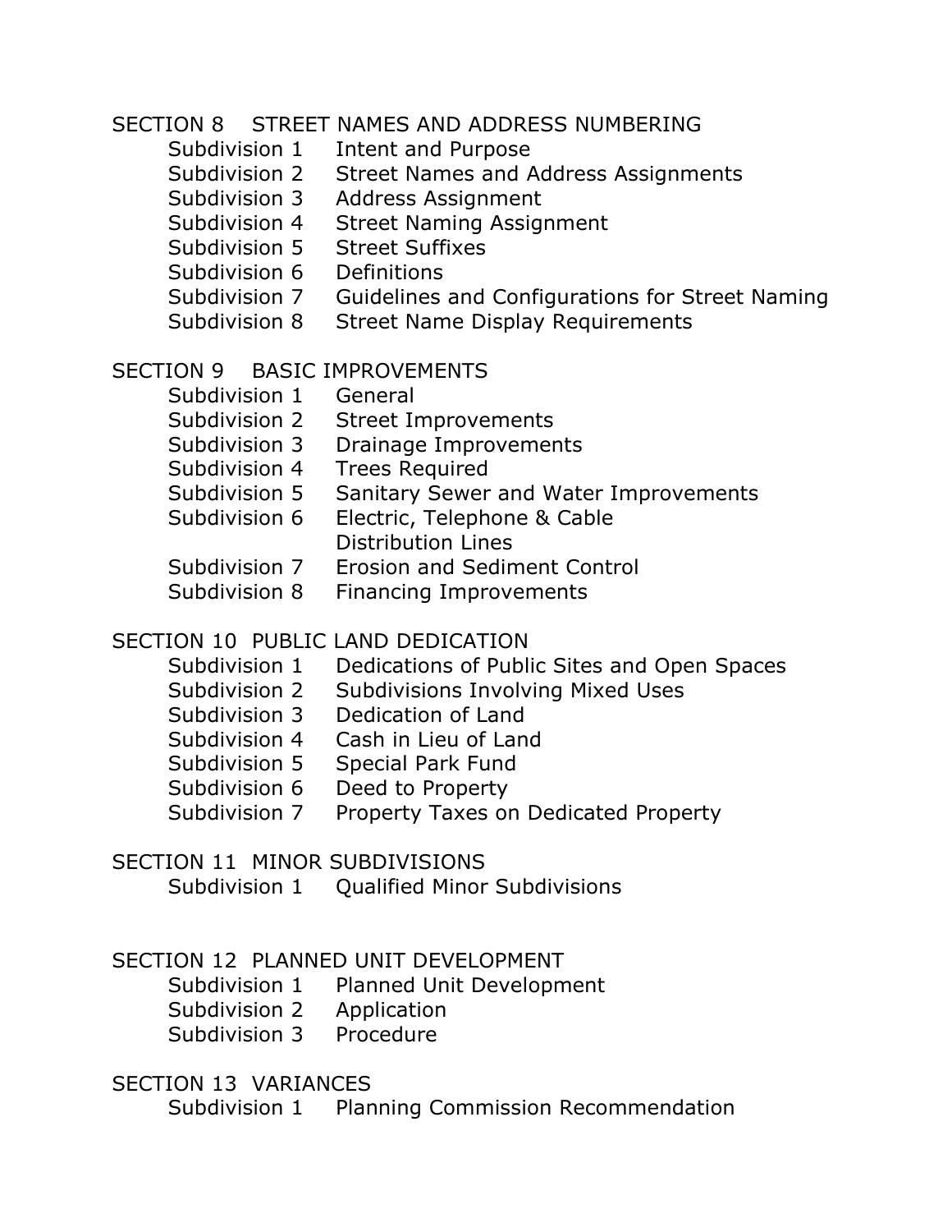SECTION 8 STREET NAMES AND ADDRESS NUMBERING

- Subdivision 1 Intent and Purpose
- Subdivision 2 Street Names and Address Assignments
- Subdivision 3 Address Assignment
- Subdivision 4 Street Naming Assignment
- Subdivision 5 Street Suffixes
- Subdivision 6 Definitions
- Subdivision 7 Guidelines and Configurations for Street Naming
- Subdivision 8 Street Name Display Requirements

SECTION 9 BASIC IMPROVEMENTS

- Subdivision 1 General
- Subdivision 2 Street Improvements
- Subdivision 3 Drainage Improvements
- Subdivision 4 Trees Required
- Subdivision 5 Sanitary Sewer and Water Improvements
- Subdivision 6 Electric, Telephone & Cable Distribution Lines
- Subdivision 7 Erosion and Sediment Control
- Subdivision 8 Financing Improvements

SECTION 10 PUBLIC LAND DEDICATION

- Subdivision 1 Dedications of Public Sites and Open Spaces
- Subdivision 2 Subdivisions Involving Mixed Uses
- Subdivision 3 Dedication of Land
- Subdivision 4 Cash in Lieu of Land
- Subdivision 5 Special Park Fund
- Subdivision 6 Deed to Property
- Subdivision 7 Property Taxes on Dedicated Property

SECTION 11 MINOR SUBDIVISIONS

- Subdivision 1 Qualified Minor Subdivisions

SECTION 12 PLANNED UNIT DEVELOPMENT

- Subdivision 1 Planned Unit Development
- Subdivision 2 Application
- Subdivision 3 Procedure

SECTION 13 VARIANCES

- Subdivision 1 Planning Commission Recommendation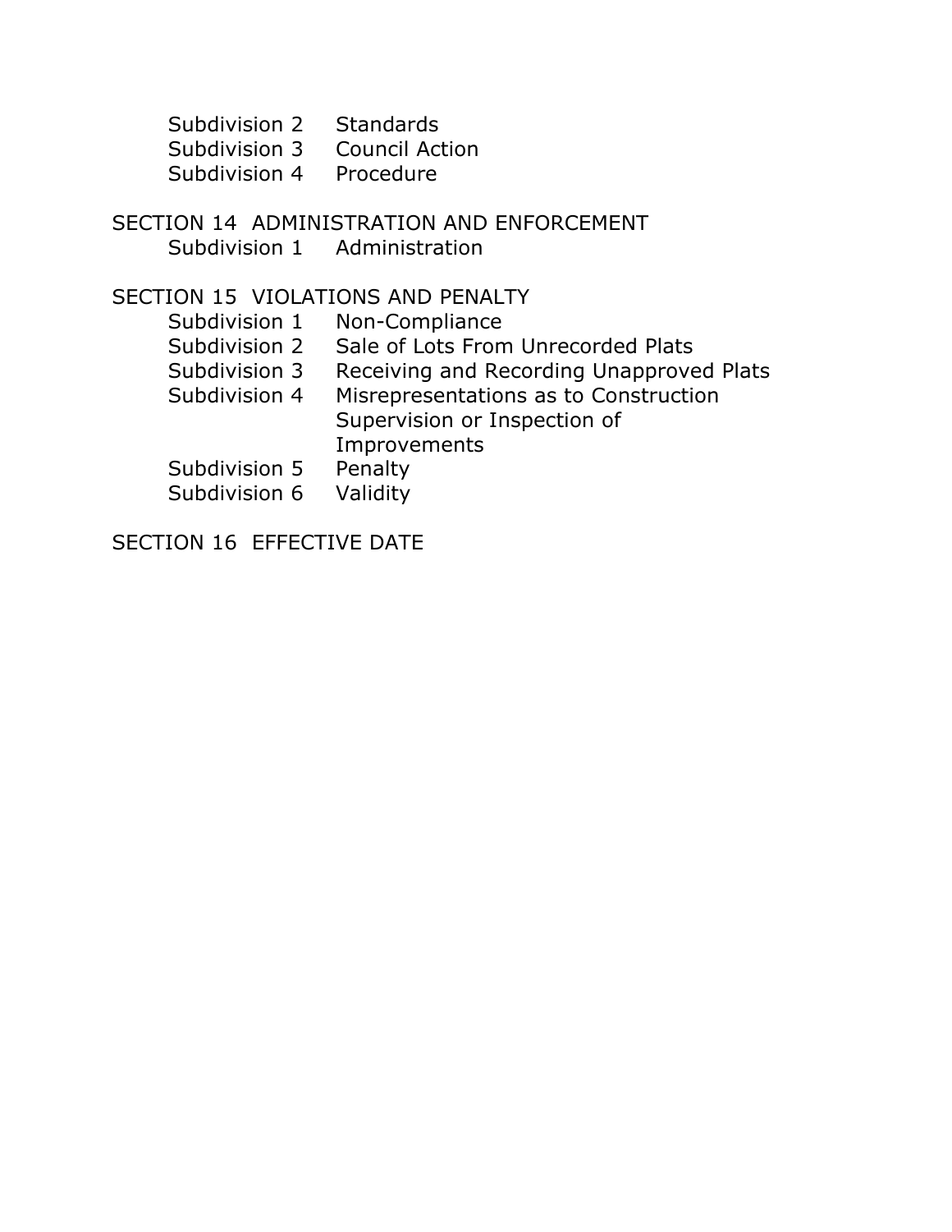Subdivision 2 Standards
Subdivision 3 Council Action
Subdivision 4 Procedure

SECTION 14 ADMINISTRATION AND ENFORCEMENT
Subdivision 1 Administration

SECTION 15 VIOLATIONS AND PENALTY
Subdivision 1 Non-Compliance
Subdivision 2 Sale of Lots From Unrecorded Plats
Subdivision 3 Receiving and Recording Unapproved Plats
Subdivision 4 Misrepresentations as to Construction Supervision or Inspection of Improvements
Subdivision 5 Penalty
Subdivision 6 Validity

SECTION 16 EFFECTIVE DATE